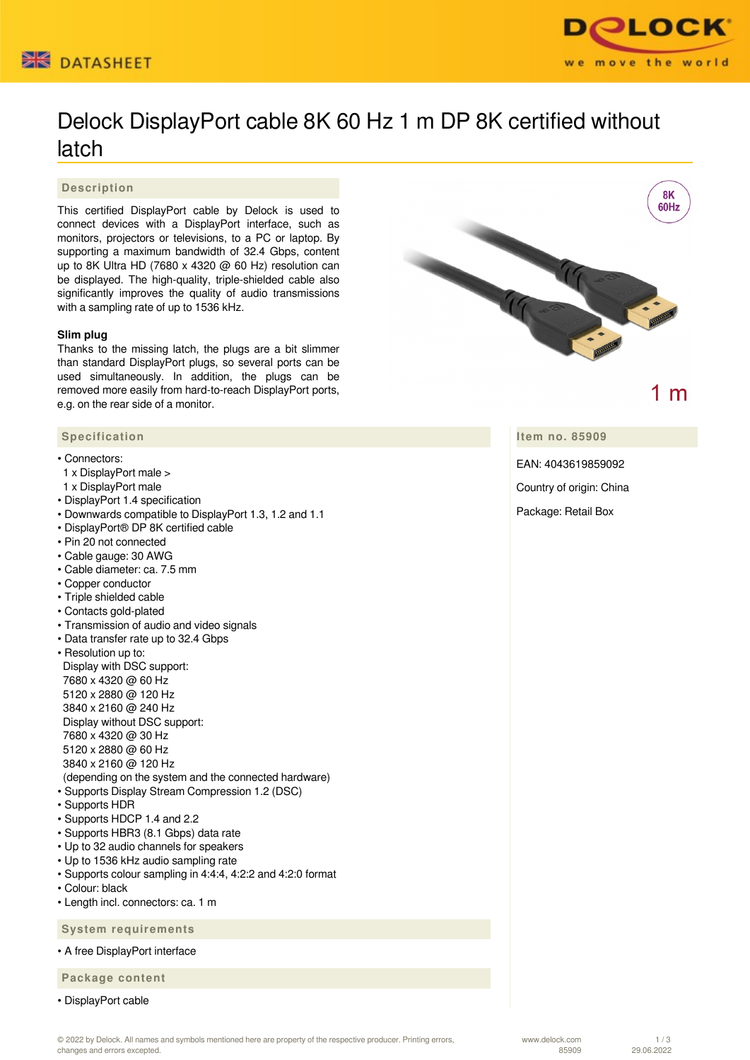# Delock DisplayPort cable 8K 60 Hz 1 m DP 8K certified without latch

## Description

This certified DisplayPort cable by Delock is used to connect devices with a DisplayPort interface, such as monitors, projectors or televisions, to a PC or laptop. By supporting a maximum bandwidth of 32.4 Gbps, content up to 8K Ultra HD (7680 x 4320 @ 60 Hz) resolution can be displayed. The high-quality, triple-shielded cable also significantly improves the quality of audio transmissions with a sampling rate of up to 1536 kHz.

**Slim plug**

Thanks to the missing latch, the plugs are a bit slimmer than standard DisplayPort plugs, so several ports can be used simultaneously. In addition, the plugs can be removed more easily from hard-to-reach DisplayPort ports, e.g. on the rear side of a monitor.

## Specification

- Connectors:
  1 x DisplayPort male >
  1 x DisplayPort male
- DisplayPort 1.4 specification
- Downwards compatible to DisplayPort 1.3, 1.2 and 1.1
- DisplayPort® DP 8K certified cable
- Pin 20 not connected
- Cable gauge: 30 AWG
- Cable diameter: ca. 7.5 mm
- Copper conductor
- Triple shielded cable
- Contacts gold-plated
- Transmission of audio and video signals
- Data transfer rate up to 32.4 Gbps
- Resolution up to:
  Display with DSC support:
  7680 x 4320 @ 60 Hz
  5120 x 2880 @ 120 Hz
  3840 x 2160 @ 240 Hz
  Display without DSC support:
  7680 x 4320 @ 30 Hz
  5120 x 2880 @ 60 Hz
  3840 x 2160 @ 120 Hz
  (depending on the system and the connected hardware)
- Supports Display Stream Compression 1.2 (DSC)
- Supports HDR
- Supports HDCP 1.4 and 2.2
- Supports HBR3 (8.1 Gbps) data rate
- Up to 32 audio channels for speakers
- Up to 1536 kHz audio sampling rate
- Supports colour sampling in 4:4:4, 4:2:2 and 4:2:0 format
- Colour: black
- Length incl. connectors: ca. 1 m

## Item no. 85909

EAN: 4043619859092

Country of origin: China

Package: Retail Box

## System requirements

- A free DisplayPort interface

## Package content

- DisplayPort cable

© 2022 by Delock. All names and symbols mentioned here are property of the respective producer. Printing errors, changes and errors excepted.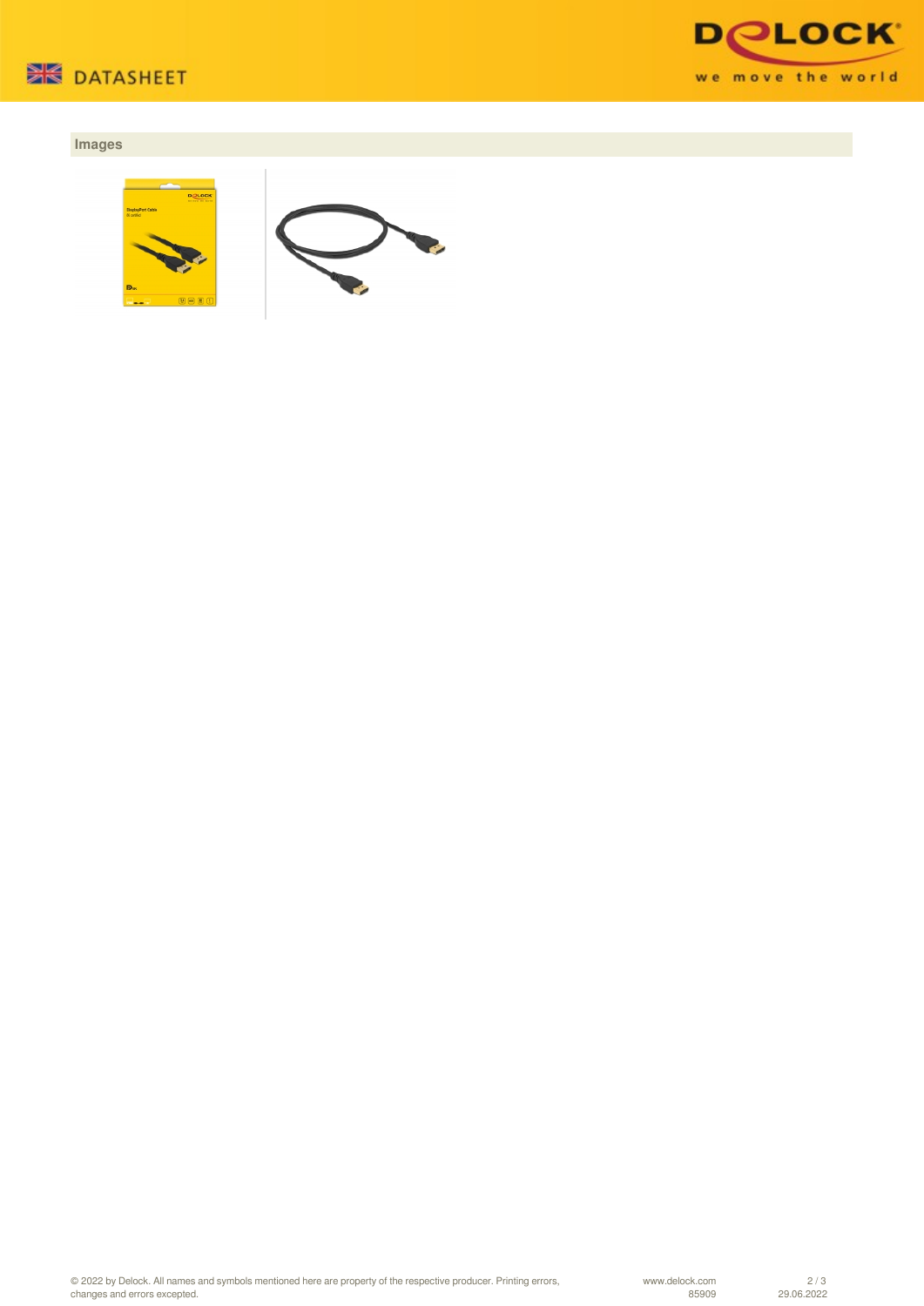## Images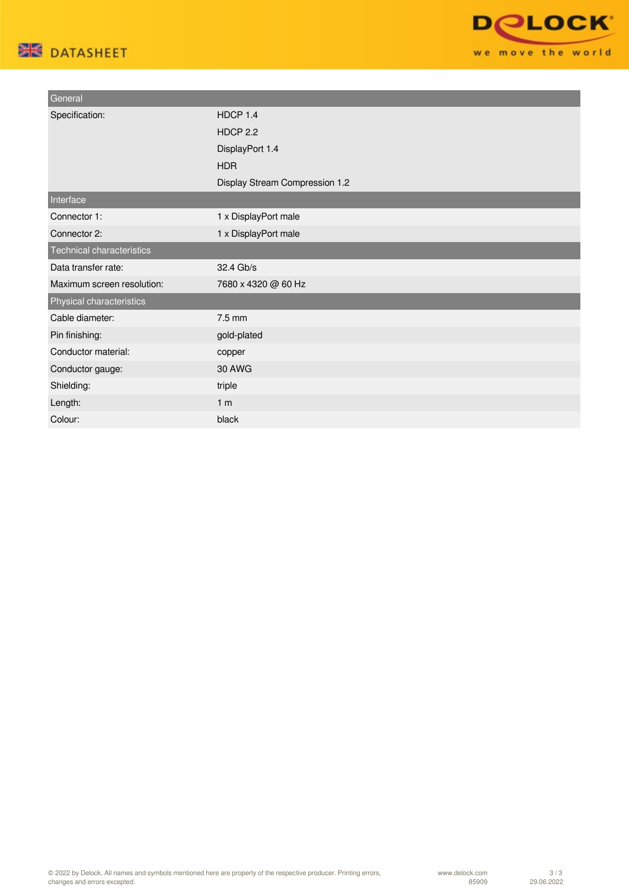| | |
|---|---|
| **General** | |
| Specification: | HDCP 1.4 |
| | HDCP 2.2 |
| | DisplayPort 1.4 |
| | HDR |
| | Display Stream Compression 1.2 |
| **Interface** | |
| Connector 1: | 1 x DisplayPort male |
| Connector 2: | 1 x DisplayPort male |
| **Technical characteristics** | |
| Data transfer rate: | 32.4 Gb/s |
| Maximum screen resolution: | 7680 x 4320 @ 60 Hz |
| **Physical characteristics** | |
| Cable diameter: | 7.5 mm |
| Pin finishing: | gold-plated |
| Conductor material: | copper |
| Conductor gauge: | 30 AWG |
| Shielding: | triple |
| Length: | 1 m |
| Colour: | black |